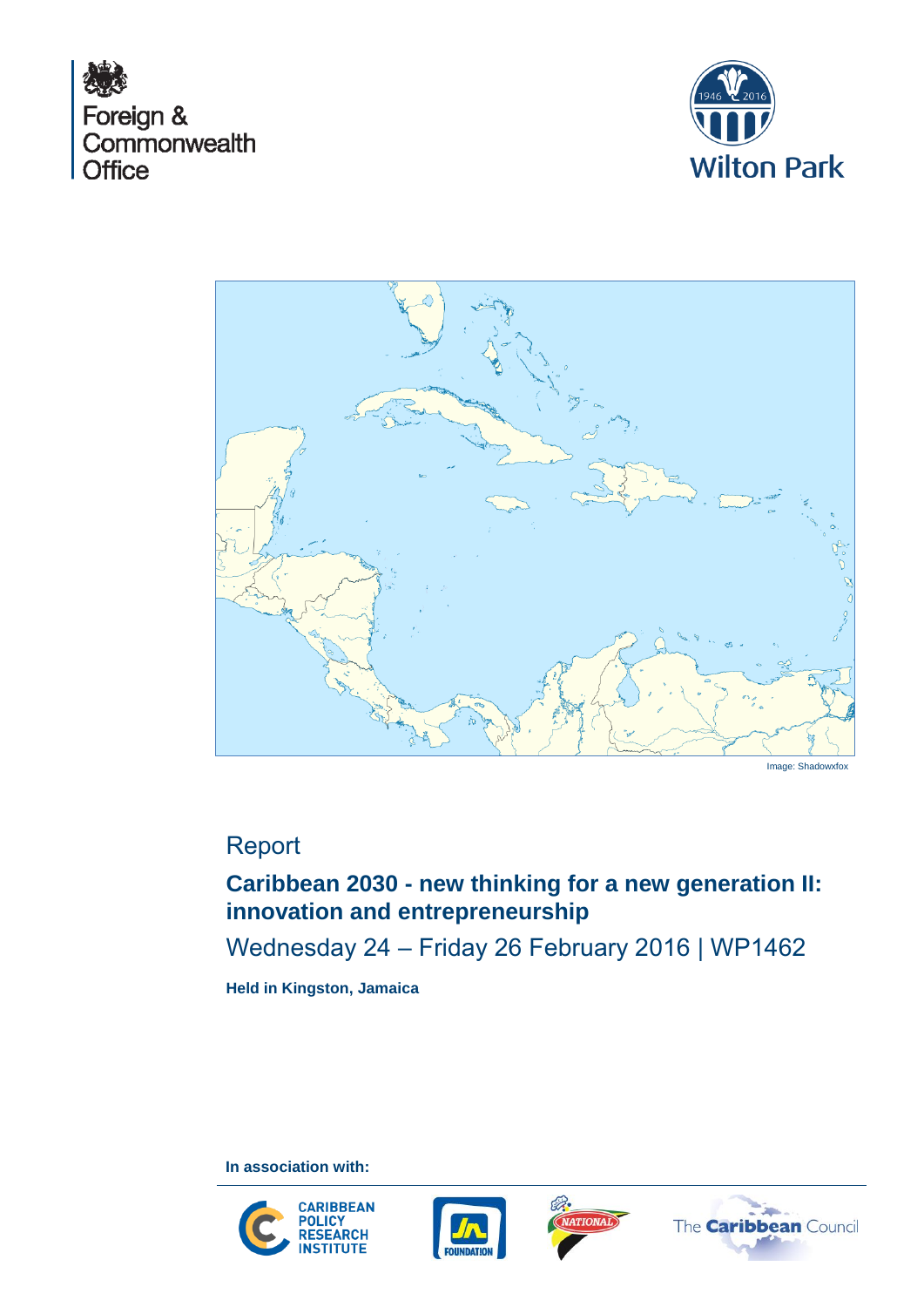Foreign & Commonwealth Office

Wilton Park

Image: Shadowxfox

# Report

## Caribbean 2030 - new thinking for a new generation II: innovation and entrepreneurship

Wednesday 24 – Friday 26 February 2016 | WP1462

**Held in Kingston, Jamaica**

**In association with:**

Caribbean Policy Research Institute

JN Foundation

National

The Caribbean Council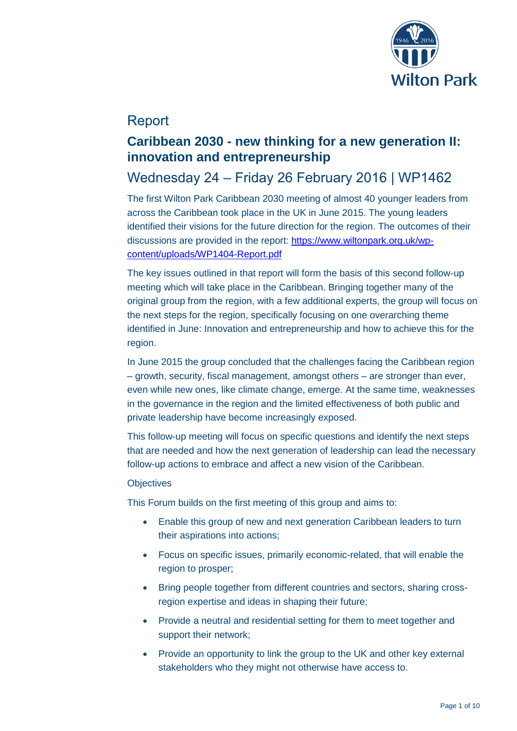# Report

## Caribbean 2030 - new thinking for a new generation II: innovation and entrepreneurship

## Wednesday 24 – Friday 26 February 2016 | WP1462

The first Wilton Park Caribbean 2030 meeting of almost 40 younger leaders from across the Caribbean took place in the UK in June 2015. The young leaders identified their visions for the future direction for the region. The outcomes of their discussions are provided in the report: [https://www.wiltonpark.org.uk/wp-content/uploads/WP1404-Report.pdf](https://www.wiltonpark.org.uk/wp-content/uploads/WP1404-Report.pdf)

The key issues outlined in that report will form the basis of this second follow-up meeting which will take place in the Caribbean. Bringing together many of the original group from the region, with a few additional experts, the group will focus on the next steps for the region, specifically focusing on one overarching theme identified in June: Innovation and entrepreneurship and how to achieve this for the region.

In June 2015 the group concluded that the challenges facing the Caribbean region – growth, security, fiscal management, amongst others – are stronger than ever, even while new ones, like climate change, emerge. At the same time, weaknesses in the governance in the region and the limited effectiveness of both public and private leadership have become increasingly exposed.

This follow-up meeting will focus on specific questions and identify the next steps that are needed and how the next generation of leadership can lead the necessary follow-up actions to embrace and affect a new vision of the Caribbean.

Objectives

This Forum builds on the first meeting of this group and aims to:

- Enable this group of new and next generation Caribbean leaders to turn their aspirations into actions;
- Focus on specific issues, primarily economic-related, that will enable the region to prosper;
- Bring people together from different countries and sectors, sharing cross-region expertise and ideas in shaping their future;
- Provide a neutral and residential setting for them to meet together and support their network;
- Provide an opportunity to link the group to the UK and other key external stakeholders who they might not otherwise have access to.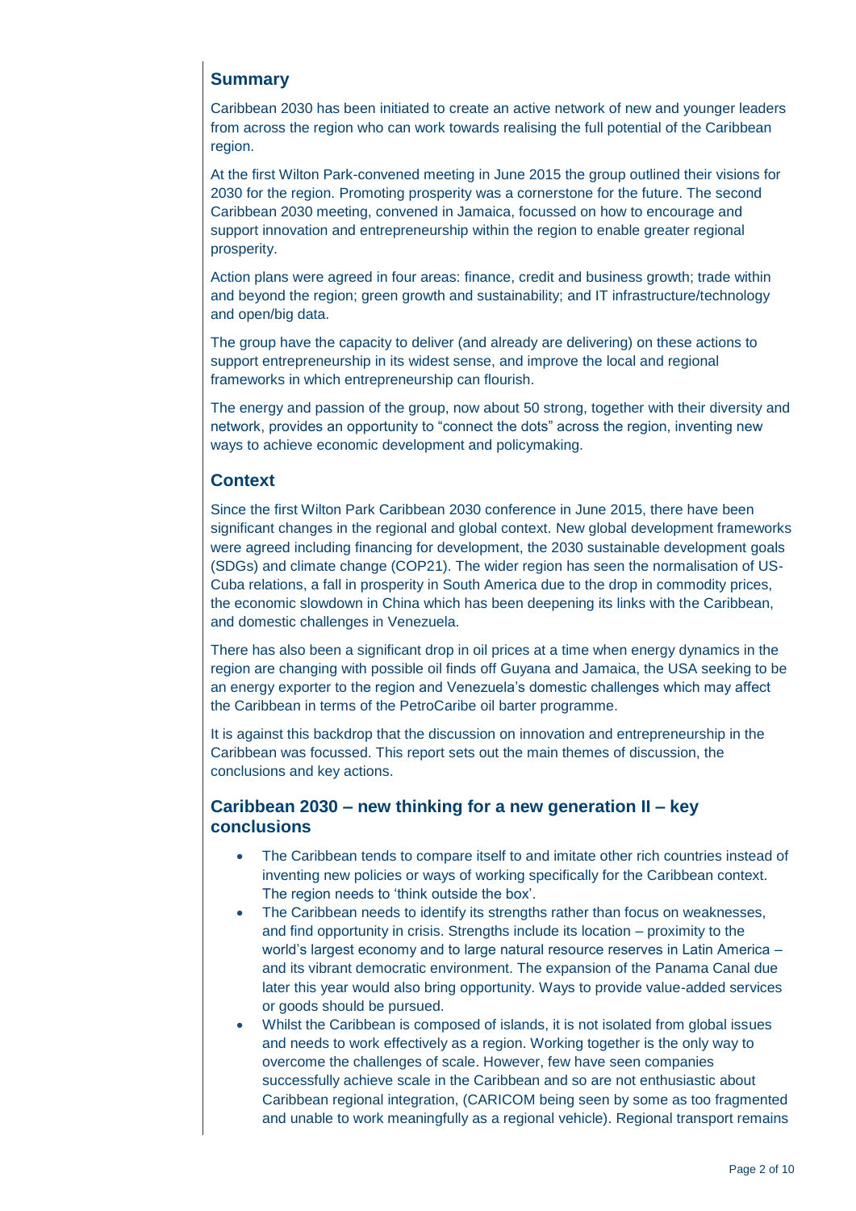## Summary

Caribbean 2030 has been initiated to create an active network of new and younger leaders from across the region who can work towards realising the full potential of the Caribbean region.

At the first Wilton Park-convened meeting in June 2015 the group outlined their visions for 2030 for the region. Promoting prosperity was a cornerstone for the future. The second Caribbean 2030 meeting, convened in Jamaica, focussed on how to encourage and support innovation and entrepreneurship within the region to enable greater regional prosperity.

Action plans were agreed in four areas: finance, credit and business growth; trade within and beyond the region; green growth and sustainability; and IT infrastructure/technology and open/big data.

The group have the capacity to deliver (and already are delivering) on these actions to support entrepreneurship in its widest sense, and improve the local and regional frameworks in which entrepreneurship can flourish.

The energy and passion of the group, now about 50 strong, together with their diversity and network, provides an opportunity to "connect the dots" across the region, inventing new ways to achieve economic development and policymaking.

## Context

Since the first Wilton Park Caribbean 2030 conference in June 2015, there have been significant changes in the regional and global context. New global development frameworks were agreed including financing for development, the 2030 sustainable development goals (SDGs) and climate change (COP21). The wider region has seen the normalisation of US-Cuba relations, a fall in prosperity in South America due to the drop in commodity prices, the economic slowdown in China which has been deepening its links with the Caribbean, and domestic challenges in Venezuela.

There has also been a significant drop in oil prices at a time when energy dynamics in the region are changing with possible oil finds off Guyana and Jamaica, the USA seeking to be an energy exporter to the region and Venezuela's domestic challenges which may affect the Caribbean in terms of the PetroCaribe oil barter programme.

It is against this backdrop that the discussion on innovation and entrepreneurship in the Caribbean was focussed. This report sets out the main themes of discussion, the conclusions and key actions.

## Caribbean 2030 – new thinking for a new generation II – key conclusions

- The Caribbean tends to compare itself to and imitate other rich countries instead of inventing new policies or ways of working specifically for the Caribbean context. The region needs to 'think outside the box'.
- The Caribbean needs to identify its strengths rather than focus on weaknesses, and find opportunity in crisis. Strengths include its location – proximity to the world's largest economy and to large natural resource reserves in Latin America – and its vibrant democratic environment. The expansion of the Panama Canal due later this year would also bring opportunity. Ways to provide value-added services or goods should be pursued.
- Whilst the Caribbean is composed of islands, it is not isolated from global issues and needs to work effectively as a region. Working together is the only way to overcome the challenges of scale. However, few have seen companies successfully achieve scale in the Caribbean and so are not enthusiastic about Caribbean regional integration, (CARICOM being seen by some as too fragmented and unable to work meaningfully as a regional vehicle). Regional transport remains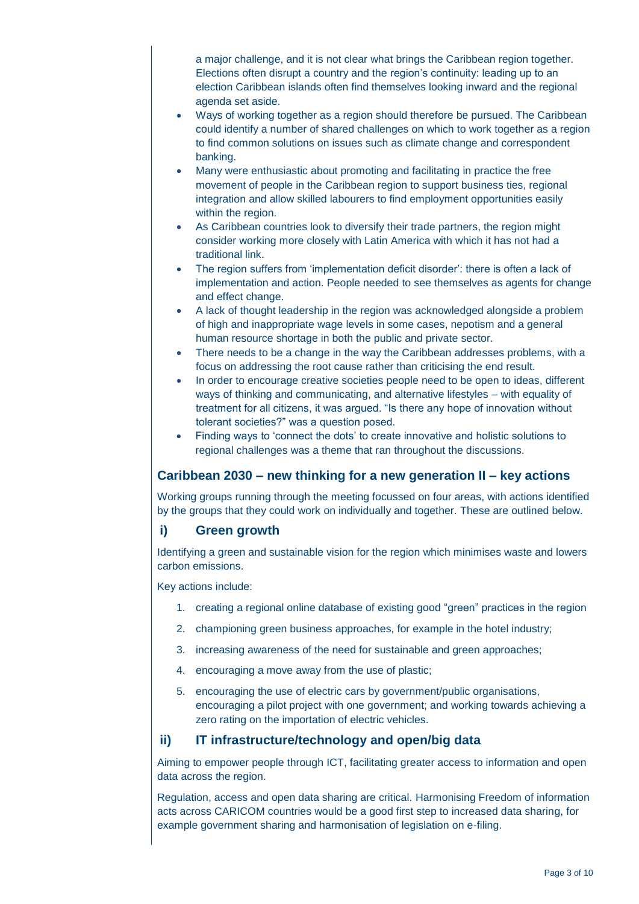a major challenge, and it is not clear what brings the Caribbean region together. Elections often disrupt a country and the region's continuity: leading up to an election Caribbean islands often find themselves looking inward and the regional agenda set aside.

- Ways of working together as a region should therefore be pursued. The Caribbean could identify a number of shared challenges on which to work together as a region to find common solutions on issues such as climate change and correspondent banking.
- Many were enthusiastic about promoting and facilitating in practice the free movement of people in the Caribbean region to support business ties, regional integration and allow skilled labourers to find employment opportunities easily within the region.
- As Caribbean countries look to diversify their trade partners, the region might consider working more closely with Latin America with which it has not had a traditional link.
- The region suffers from 'implementation deficit disorder': there is often a lack of implementation and action. People needed to see themselves as agents for change and effect change.
- A lack of thought leadership in the region was acknowledged alongside a problem of high and inappropriate wage levels in some cases, nepotism and a general human resource shortage in both the public and private sector.
- There needs to be a change in the way the Caribbean addresses problems, with a focus on addressing the root cause rather than criticising the end result.
- In order to encourage creative societies people need to be open to ideas, different ways of thinking and communicating, and alternative lifestyles – with equality of treatment for all citizens, it was argued. "Is there any hope of innovation without tolerant societies?" was a question posed.
- Finding ways to 'connect the dots' to create innovative and holistic solutions to regional challenges was a theme that ran throughout the discussions.

## Caribbean 2030 – new thinking for a new generation II – key actions

Working groups running through the meeting focussed on four areas, with actions identified by the groups that they could work on individually and together. These are outlined below.

### i) Green growth

Identifying a green and sustainable vision for the region which minimises waste and lowers carbon emissions.

Key actions include:

1. creating a regional online database of existing good "green" practices in the region
2. championing green business approaches, for example in the hotel industry;
3. increasing awareness of the need for sustainable and green approaches;
4. encouraging a move away from the use of plastic;
5. encouraging the use of electric cars by government/public organisations, encouraging a pilot project with one government; and working towards achieving a zero rating on the importation of electric vehicles.

### ii) IT infrastructure/technology and open/big data

Aiming to empower people through ICT, facilitating greater access to information and open data across the region.

Regulation, access and open data sharing are critical. Harmonising Freedom of information acts across CARICOM countries would be a good first step to increased data sharing, for example government sharing and harmonisation of legislation on e-filing.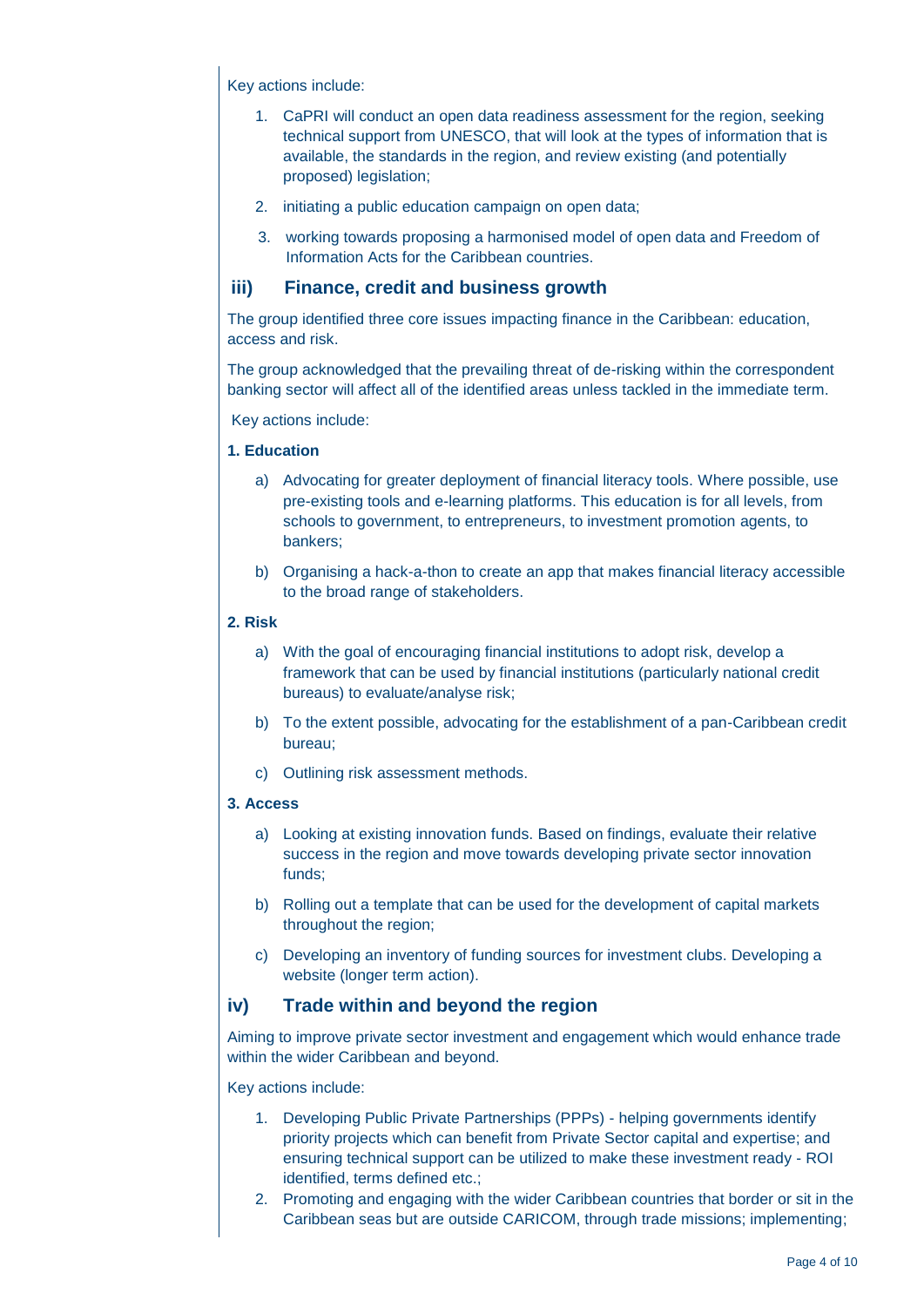Key actions include:

1. CaPRI will conduct an open data readiness assessment for the region, seeking technical support from UNESCO, that will look at the types of information that is available, the standards in the region, and review existing (and potentially proposed) legislation;
2. initiating a public education campaign on open data;
3. working towards proposing a harmonised model of open data and Freedom of Information Acts for the Caribbean countries.

## iii) Finance, credit and business growth

The group identified three core issues impacting finance in the Caribbean: education, access and risk.

The group acknowledged that the prevailing threat of de-risking within the correspondent banking sector will affect all of the identified areas unless tackled in the immediate term.

Key actions include:

**1. Education**

a) Advocating for greater deployment of financial literacy tools. Where possible, use pre-existing tools and e-learning platforms. This education is for all levels, from schools to government, to entrepreneurs, to investment promotion agents, to bankers;

b) Organising a hack-a-thon to create an app that makes financial literacy accessible to the broad range of stakeholders.

**2. Risk**

a) With the goal of encouraging financial institutions to adopt risk, develop a framework that can be used by financial institutions (particularly national credit bureaus) to evaluate/analyse risk;

b) To the extent possible, advocating for the establishment of a pan-Caribbean credit bureau;

c) Outlining risk assessment methods.

**3. Access**

a) Looking at existing innovation funds. Based on findings, evaluate their relative success in the region and move towards developing private sector innovation funds;

b) Rolling out a template that can be used for the development of capital markets throughout the region;

c) Developing an inventory of funding sources for investment clubs. Developing a website (longer term action).

## iv) Trade within and beyond the region

Aiming to improve private sector investment and engagement which would enhance trade within the wider Caribbean and beyond.

Key actions include:

1. Developing Public Private Partnerships (PPPs) - helping governments identify priority projects which can benefit from Private Sector capital and expertise; and ensuring technical support can be utilized to make these investment ready - ROI identified, terms defined etc.;
2. Promoting and engaging with the wider Caribbean countries that border or sit in the Caribbean seas but are outside CARICOM, through trade missions; implementing;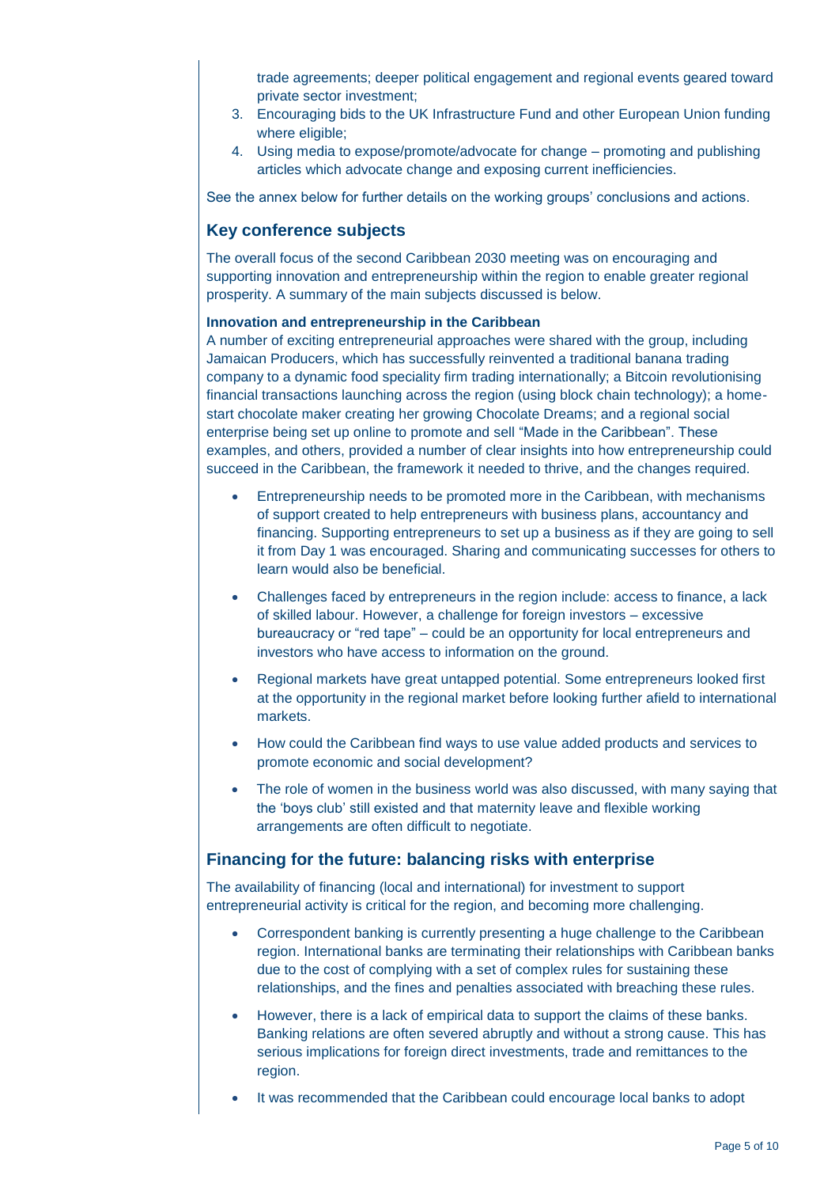trade agreements; deeper political engagement and regional events geared toward private sector investment;

3. Encouraging bids to the UK Infrastructure Fund and other European Union funding where eligible;
4. Using media to expose/promote/advocate for change – promoting and publishing articles which advocate change and exposing current inefficiencies.

See the annex below for further details on the working groups' conclusions and actions.

## Key conference subjects

The overall focus of the second Caribbean 2030 meeting was on encouraging and supporting innovation and entrepreneurship within the region to enable greater regional prosperity. A summary of the main subjects discussed is below.

**Innovation and entrepreneurship in the Caribbean**

A number of exciting entrepreneurial approaches were shared with the group, including Jamaican Producers, which has successfully reinvented a traditional banana trading company to a dynamic food speciality firm trading internationally; a Bitcoin revolutionising financial transactions launching across the region (using block chain technology); a home-start chocolate maker creating her growing Chocolate Dreams; and a regional social enterprise being set up online to promote and sell "Made in the Caribbean". These examples, and others, provided a number of clear insights into how entrepreneurship could succeed in the Caribbean, the framework it needed to thrive, and the changes required.

- Entrepreneurship needs to be promoted more in the Caribbean, with mechanisms of support created to help entrepreneurs with business plans, accountancy and financing. Supporting entrepreneurs to set up a business as if they are going to sell it from Day 1 was encouraged. Sharing and communicating successes for others to learn would also be beneficial.
- Challenges faced by entrepreneurs in the region include: access to finance, a lack of skilled labour. However, a challenge for foreign investors – excessive bureaucracy or "red tape" – could be an opportunity for local entrepreneurs and investors who have access to information on the ground.
- Regional markets have great untapped potential. Some entrepreneurs looked first at the opportunity in the regional market before looking further afield to international markets.
- How could the Caribbean find ways to use value added products and services to promote economic and social development?
- The role of women in the business world was also discussed, with many saying that the 'boys club' still existed and that maternity leave and flexible working arrangements are often difficult to negotiate.

## Financing for the future: balancing risks with enterprise

The availability of financing (local and international) for investment to support entrepreneurial activity is critical for the region, and becoming more challenging.

- Correspondent banking is currently presenting a huge challenge to the Caribbean region. International banks are terminating their relationships with Caribbean banks due to the cost of complying with a set of complex rules for sustaining these relationships, and the fines and penalties associated with breaching these rules.
- However, there is a lack of empirical data to support the claims of these banks. Banking relations are often severed abruptly and without a strong cause. This has serious implications for foreign direct investments, trade and remittances to the region.
- It was recommended that the Caribbean could encourage local banks to adopt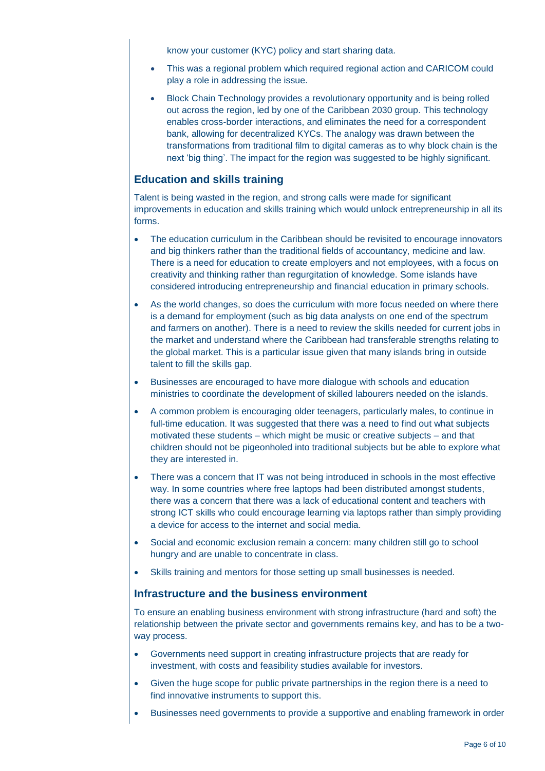know your customer (KYC) policy and start sharing data.

- This was a regional problem which required regional action and CARICOM could play a role in addressing the issue.
- Block Chain Technology provides a revolutionary opportunity and is being rolled out across the region, led by one of the Caribbean 2030 group. This technology enables cross-border interactions, and eliminates the need for a correspondent bank, allowing for decentralized KYCs. The analogy was drawn between the transformations from traditional film to digital cameras as to why block chain is the next 'big thing'. The impact for the region was suggested to be highly significant.

## Education and skills training

Talent is being wasted in the region, and strong calls were made for significant improvements in education and skills training which would unlock entrepreneurship in all its forms.

- The education curriculum in the Caribbean should be revisited to encourage innovators and big thinkers rather than the traditional fields of accountancy, medicine and law. There is a need for education to create employers and not employees, with a focus on creativity and thinking rather than regurgitation of knowledge. Some islands have considered introducing entrepreneurship and financial education in primary schools.
- As the world changes, so does the curriculum with more focus needed on where there is a demand for employment (such as big data analysts on one end of the spectrum and farmers on another). There is a need to review the skills needed for current jobs in the market and understand where the Caribbean had transferable strengths relating to the global market. This is a particular issue given that many islands bring in outside talent to fill the skills gap.
- Businesses are encouraged to have more dialogue with schools and education ministries to coordinate the development of skilled labourers needed on the islands.
- A common problem is encouraging older teenagers, particularly males, to continue in full-time education. It was suggested that there was a need to find out what subjects motivated these students – which might be music or creative subjects – and that children should not be pigeonholed into traditional subjects but be able to explore what they are interested in.
- There was a concern that IT was not being introduced in schools in the most effective way. In some countries where free laptops had been distributed amongst students, there was a concern that there was a lack of educational content and teachers with strong ICT skills who could encourage learning via laptops rather than simply providing a device for access to the internet and social media.
- Social and economic exclusion remain a concern: many children still go to school hungry and are unable to concentrate in class.
- Skills training and mentors for those setting up small businesses is needed.

## Infrastructure and the business environment

To ensure an enabling business environment with strong infrastructure (hard and soft) the relationship between the private sector and governments remains key, and has to be a two-way process.

- Governments need support in creating infrastructure projects that are ready for investment, with costs and feasibility studies available for investors.
- Given the huge scope for public private partnerships in the region there is a need to find innovative instruments to support this.
- Businesses need governments to provide a supportive and enabling framework in order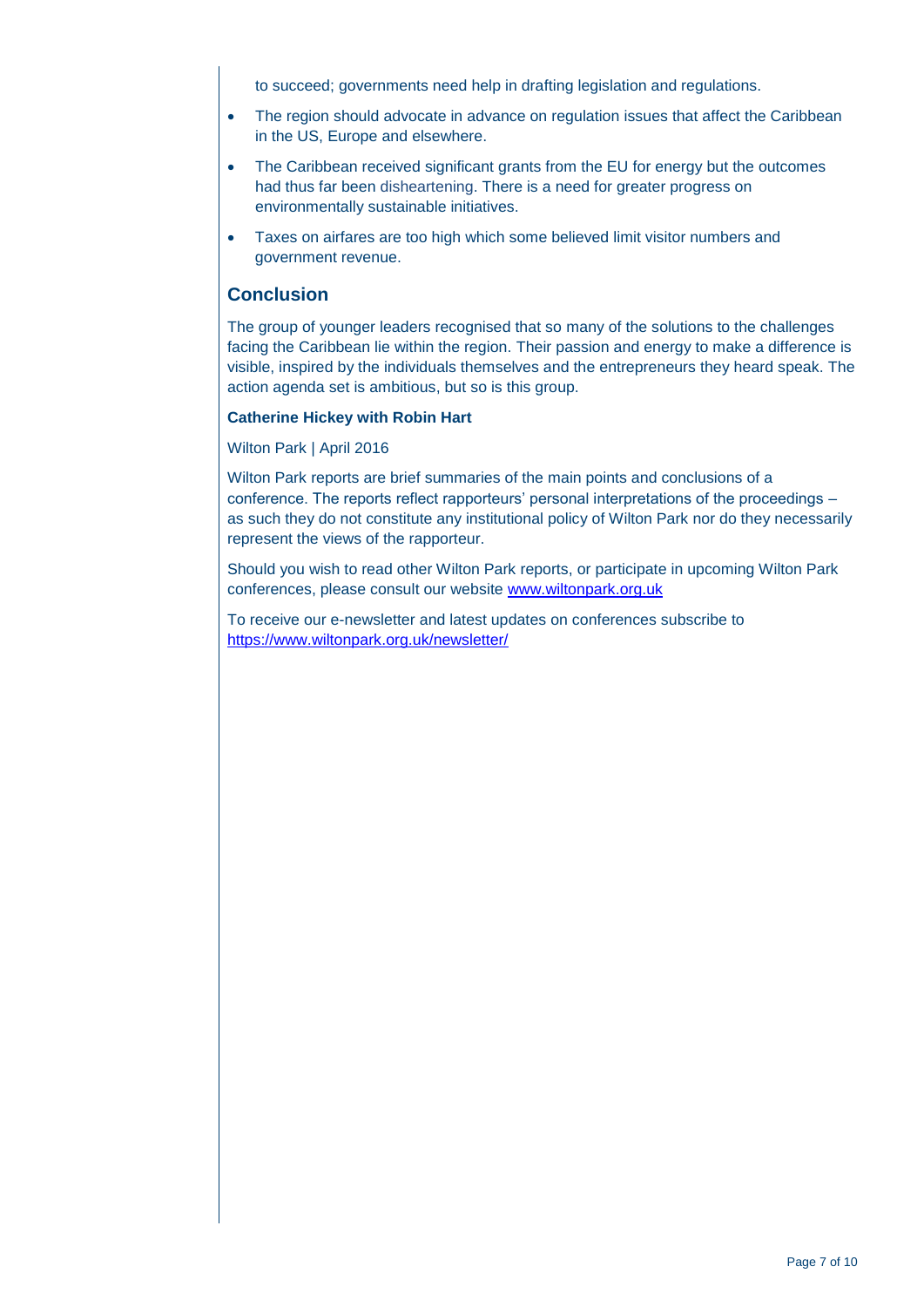to succeed; governments need help in drafting legislation and regulations.

- The region should advocate in advance on regulation issues that affect the Caribbean in the US, Europe and elsewhere.
- The Caribbean received significant grants from the EU for energy but the outcomes had thus far been disheartening. There is a need for greater progress on environmentally sustainable initiatives.
- Taxes on airfares are too high which some believed limit visitor numbers and government revenue.

## Conclusion

The group of younger leaders recognised that so many of the solutions to the challenges facing the Caribbean lie within the region. Their passion and energy to make a difference is visible, inspired by the individuals themselves and the entrepreneurs they heard speak. The action agenda set is ambitious, but so is this group.

**Catherine Hickey with Robin Hart**

Wilton Park | April 2016

Wilton Park reports are brief summaries of the main points and conclusions of a conference. The reports reflect rapporteurs' personal interpretations of the proceedings – as such they do not constitute any institutional policy of Wilton Park nor do they necessarily represent the views of the rapporteur.

Should you wish to read other Wilton Park reports, or participate in upcoming Wilton Park conferences, please consult our website [www.wiltonpark.org.uk](www.wiltonpark.org.uk)

To receive our e-newsletter and latest updates on conferences subscribe to [https://www.wiltonpark.org.uk/newsletter/](https://www.wiltonpark.org.uk/newsletter/)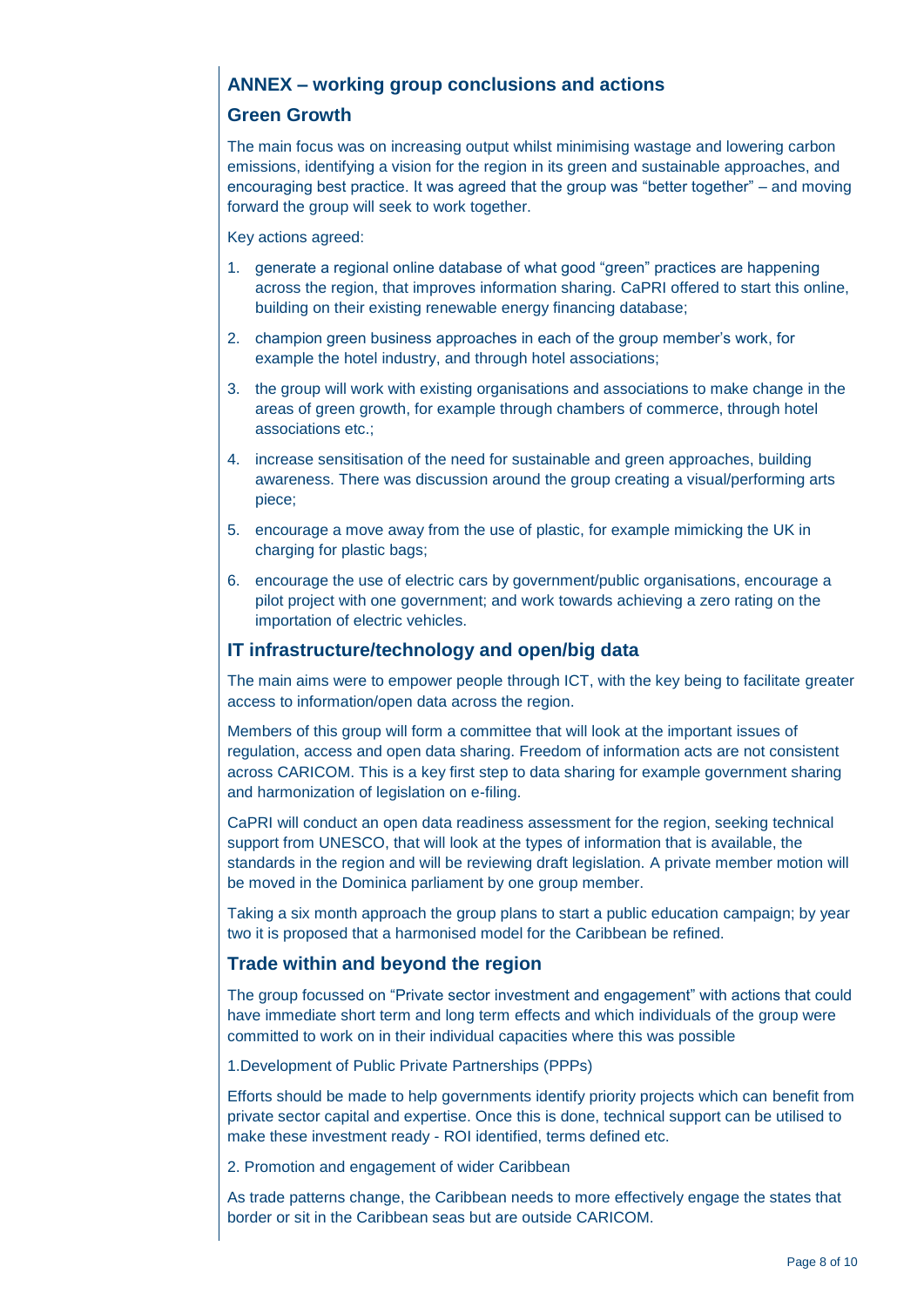## ANNEX – working group conclusions and actions

### Green Growth

The main focus was on increasing output whilst minimising wastage and lowering carbon emissions, identifying a vision for the region in its green and sustainable approaches, and encouraging best practice. It was agreed that the group was "better together" – and moving forward the group will seek to work together.

Key actions agreed:

1. generate a regional online database of what good "green" practices are happening across the region, that improves information sharing. CaPRI offered to start this online, building on their existing renewable energy financing database;
2. champion green business approaches in each of the group member's work, for example the hotel industry, and through hotel associations;
3. the group will work with existing organisations and associations to make change in the areas of green growth, for example through chambers of commerce, through hotel associations etc.;
4. increase sensitisation of the need for sustainable and green approaches, building awareness. There was discussion around the group creating a visual/performing arts piece;
5. encourage a move away from the use of plastic, for example mimicking the UK in charging for plastic bags;
6. encourage the use of electric cars by government/public organisations, encourage a pilot project with one government; and work towards achieving a zero rating on the importation of electric vehicles.

### IT infrastructure/technology and open/big data

The main aims were to empower people through ICT, with the key being to facilitate greater access to information/open data across the region.

Members of this group will form a committee that will look at the important issues of regulation, access and open data sharing. Freedom of information acts are not consistent across CARICOM. This is a key first step to data sharing for example government sharing and harmonization of legislation on e-filing.

CaPRI will conduct an open data readiness assessment for the region, seeking technical support from UNESCO, that will look at the types of information that is available, the standards in the region and will be reviewing draft legislation. A private member motion will be moved in the Dominica parliament by one group member.

Taking a six month approach the group plans to start a public education campaign; by year two it is proposed that a harmonised model for the Caribbean be refined.

### Trade within and beyond the region

The group focussed on "Private sector investment and engagement" with actions that could have immediate short term and long term effects and which individuals of the group were committed to work on in their individual capacities where this was possible

1.Development of Public Private Partnerships (PPPs)

Efforts should be made to help governments identify priority projects which can benefit from private sector capital and expertise. Once this is done, technical support can be utilised to make these investment ready - ROI identified, terms defined etc.

2. Promotion and engagement of wider Caribbean

As trade patterns change, the Caribbean needs to more effectively engage the states that border or sit in the Caribbean seas but are outside CARICOM.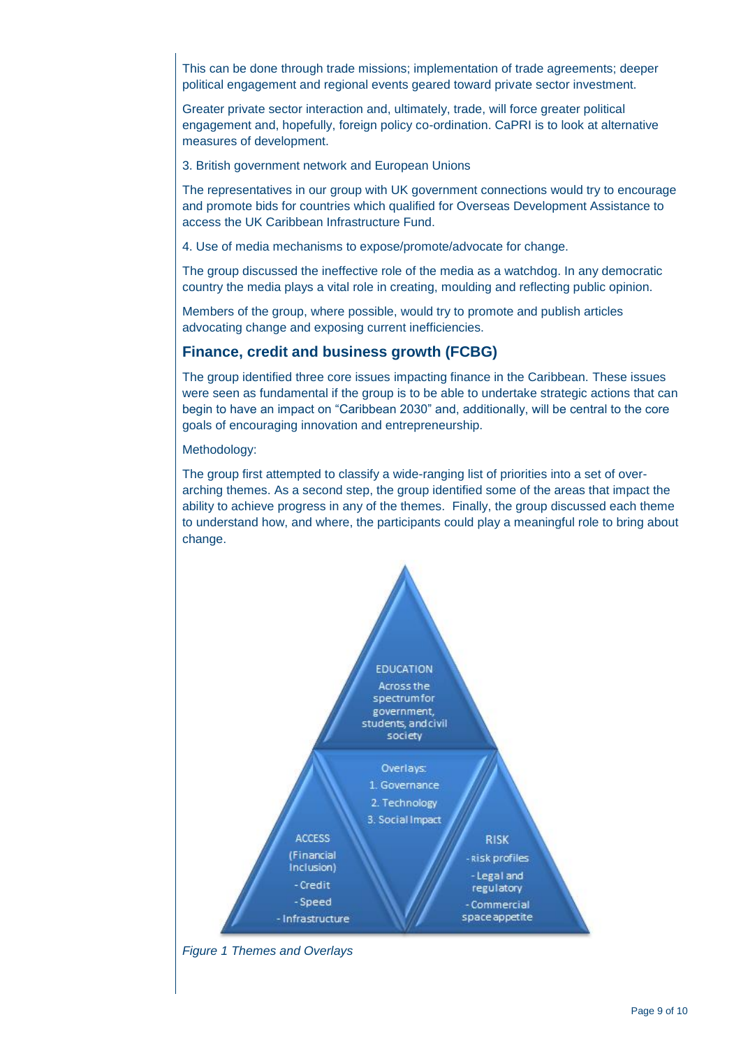This can be done through trade missions; implementation of trade agreements; deeper political engagement and regional events geared toward private sector investment.

Greater private sector interaction and, ultimately, trade, will force greater political engagement and, hopefully, foreign policy co-ordination. CaPRI is to look at alternative measures of development.

3. British government network and European Unions

The representatives in our group with UK government connections would try to encourage and promote bids for countries which qualified for Overseas Development Assistance to access the UK Caribbean Infrastructure Fund.

4. Use of media mechanisms to expose/promote/advocate for change.

The group discussed the ineffective role of the media as a watchdog. In any democratic country the media plays a vital role in creating, moulding and reflecting public opinion.

Members of the group, where possible, would try to promote and publish articles advocating change and exposing current inefficiencies.

## Finance, credit and business growth (FCBG)

The group identified three core issues impacting finance in the Caribbean. These issues were seen as fundamental if the group is to be able to undertake strategic actions that can begin to have an impact on "Caribbean 2030" and, additionally, will be central to the core goals of encouraging innovation and entrepreneurship.

Methodology:

The group first attempted to classify a wide-ranging list of priorities into a set of over-arching themes. As a second step, the group identified some of the areas that impact the ability to achieve progress in any of the themes. Finally, the group discussed each theme to understand how, and where, the participants could play a meaningful role to bring about change.

EDUCATION
Across the spectrum for government, students, and civil society

Overlays:
1. Governance
2. Technology
3. Social Impact

ACCESS
(Financial Inclusion)
- Credit
- Speed
- Infrastructure

RISK
- Risk profiles
- Legal and regulatory
- Commercial space appetite

*Figure 1 Themes and Overlays*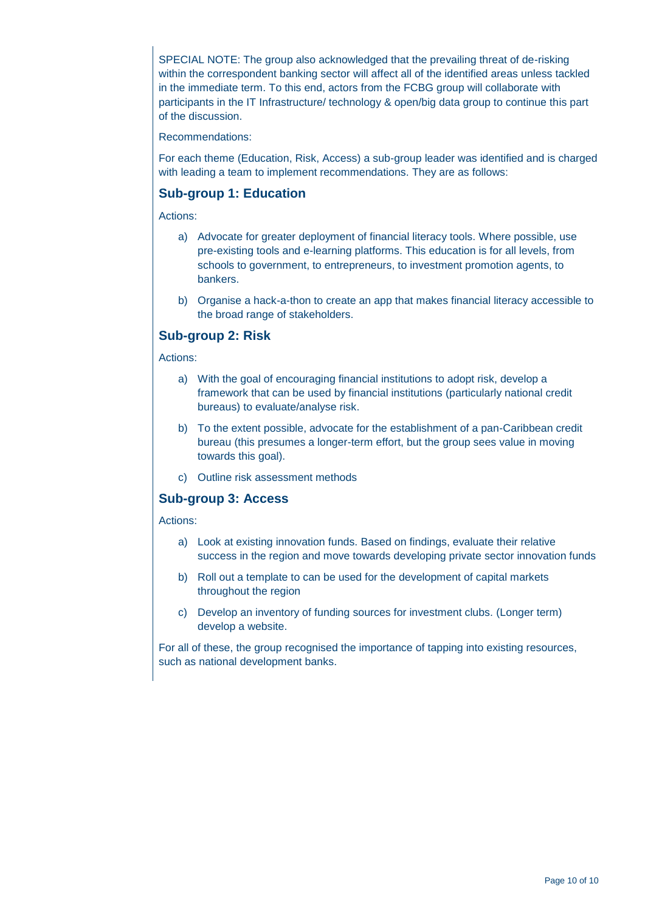SPECIAL NOTE: The group also acknowledged that the prevailing threat of de-risking within the correspondent banking sector will affect all of the identified areas unless tackled in the immediate term. To this end, actors from the FCBG group will collaborate with participants in the IT Infrastructure/ technology & open/big data group to continue this part of the discussion.

Recommendations:

For each theme (Education, Risk, Access) a sub-group leader was identified and is charged with leading a team to implement recommendations. They are as follows:

### Sub-group 1: Education

Actions:

a) Advocate for greater deployment of financial literacy tools. Where possible, use pre-existing tools and e-learning platforms. This education is for all levels, from schools to government, to entrepreneurs, to investment promotion agents, to bankers.

b) Organise a hack-a-thon to create an app that makes financial literacy accessible to the broad range of stakeholders.

### Sub-group 2: Risk

Actions:

a) With the goal of encouraging financial institutions to adopt risk, develop a framework that can be used by financial institutions (particularly national credit bureaus) to evaluate/analyse risk.

b) To the extent possible, advocate for the establishment of a pan-Caribbean credit bureau (this presumes a longer-term effort, but the group sees value in moving towards this goal).

c) Outline risk assessment methods

### Sub-group 3: Access

Actions:

a) Look at existing innovation funds. Based on findings, evaluate their relative success in the region and move towards developing private sector innovation funds

b) Roll out a template to can be used for the development of capital markets throughout the region

c) Develop an inventory of funding sources for investment clubs. (Longer term) develop a website.

For all of these, the group recognised the importance of tapping into existing resources, such as national development banks.